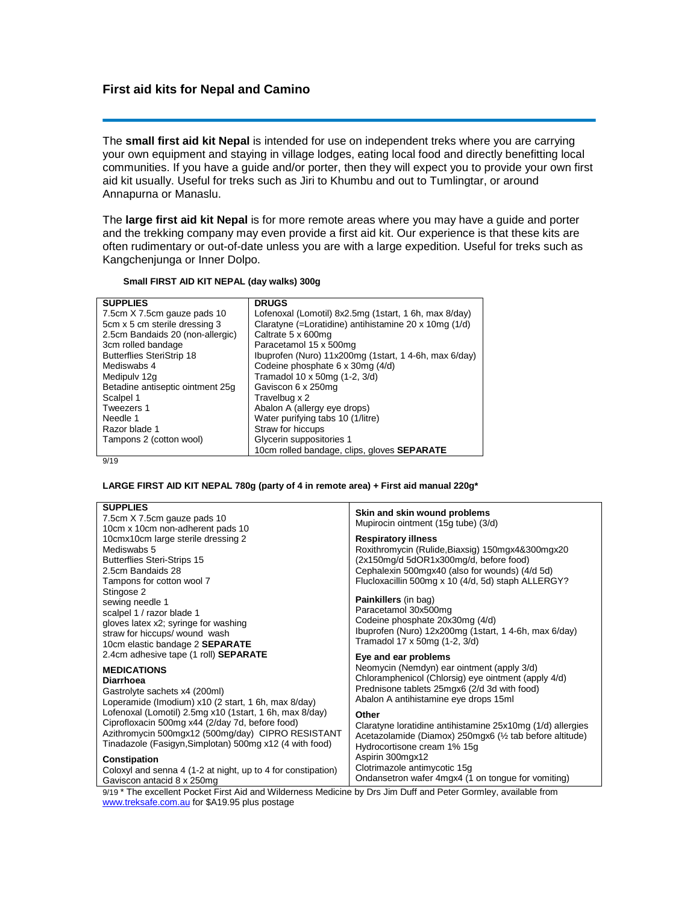# First aid kits for Nepal and Camino

The **small first aid kit Nepal** is intended for use on independent treks where you are carrying your own equipment and staying in village lodges, eating local food and directly benefitting local communities. If you have a guide and/or porter, then they will expect you to provide your own first aid kit usually. Useful for treks such as Jiri to Khumbu and out to Tumlingtar, or around Annapurna or Manaslu.

The **large first aid kit Nepal** is for more remote areas where you may have a guide and porter and the trekking company may even provide a first aid kit. Our experience is that these kits are often rudimentary or out-of-date unless you are with a large expedition. Useful for treks such as Kangchenjunga or Inner Dolpo.

**Small FIRST AID KIT NEPAL (day walks) 300g**

| SUPPLIES | DRUGS |
|---|---|
| 7.5cm X 7.5cm gauze pads 10 | Lofenoxal (Lomotil) 8x2.5mg (1start, 1 6h, max 8/day) |
| 5cm x 5 cm sterile dressing 3 | Claratyne (=Loratidine) antihistamine 20 x 10mg (1/d) |
| 2.5cm Bandaids 20 (non-allergic) | Caltrate 5 x 600mg |
| 3cm rolled bandage | Paracetamol 15 x 500mg |
| Butterflies SteriStrip 18 | Ibuprofen (Nuro) 11x200mg (1start, 1 4-6h, max 6/day) |
| Mediswabs 4 | Codeine phosphate 6 x 30mg (4/d) |
| Medipulv 12g | Tramadol 10 x 50mg (1-2, 3/d) |
| Betadine antiseptic ointment 25g | Gaviscon 6 x 250mg |
| Scalpel 1 | Travelbug x 2 |
| Tweezers 1 | Abalon A (allergy eye drops) |
| Needle 1 | Water purifying tabs 10 (1/litre) |
| Razor blade 1 | Straw for hiccups |
| Tampons 2 (cotton wool) | Glycerin suppositories 1 |
| | 10cm rolled bandage, clips, gloves **SEPARATE** |

9/19

**LARGE FIRST AID KIT NEPAL 780g (party of 4 in remote area) + First aid manual 220g***

| | |
|---|---|
| **SUPPLIES**<br>7.5cm X 7.5cm gauze pads 10<br>10cm x 10cm non-adherent pads 10<br>10cmx10cm large sterile dressing 2<br>Mediswabs 5<br>Butterflies Steri-Strips 15<br>2.5cm Bandaids 28<br>Tampons for cotton wool 7<br>Stingose 2<br>sewing needle 1<br>scalpel 1 / razor blade 1<br>gloves latex x2; syringe for washing<br>straw for hiccups/ wound wash<br>10cm elastic bandage 2 **SEPARATE**<br>2.4cm adhesive tape (1 roll) **SEPARATE** | **Skin and skin wound problems**<br>Mupirocin ointment (15g tube) (3/d)<br><br>**Respiratory illness**<br>Roxithromycin (Rulide,Biaxsig) 150mgx4&300mgx20 (2x150mg/d 5dOR1x300mg/d, before food)<br>Cephalexin 500mgx40 (also for wounds) (4/d 5d)<br>Flucloxacillin 500mg x 10 (4/d, 5d) staph ALLERGY?<br><br>**Painkillers** (in bag)<br>Paracetamol 30x500mg<br>Codeine phosphate 20x30mg (4/d)<br>Ibuprofen (Nuro) 12x200mg (1start, 1 4-6h, max 6/day)<br>Tramadol 17 x 50mg (1-2, 3/d) |
| **MEDICATIONS**<br>**Diarrhoea**<br>Gastrolyte sachets x4 (200ml)<br>Loperamide (Imodium) x10 (2 start, 1 6h, max 8/day)<br>Lofenoxal (Lomotil) 2.5mg x10 (1start, 1 6h, max 8/day)<br>Ciprofloxacin 500mg x44 (2/day 7d, before food)<br>Azithromycin 500mgx12 (500mg/day) CIPRO RESISTANT<br>Tinadazole (Fasigyn,Simplotan) 500mg x12 (4 with food)<br><br>**Constipation**<br>Coloxyl and senna 4 (1-2 at night, up to 4 for constipation)<br>Gaviscon antacid 8 x 250mg | **Eye and ear problems**<br>Neomycin (Nemdyn) ear ointment (apply 3/d)<br>Chloramphenicol (Chlorsig) eye ointment (apply 4/d)<br>Prednisone tablets 25mgx6 (2/d 3d with food)<br>Abalon A antihistamine eye drops 15ml<br><br>**Other**<br>Claratyne loratidine antihistamine 25x10mg (1/d) allergies<br>Acetazolamide (Diamox) 250mgx6 (½ tab before altitude)<br>Hydrocortisone cream 1% 15g<br>Aspirin 300mgx12<br>Clotrimazole antimycotic 15g<br>Ondansetron wafer 4mgx4 (1 on tongue for vomiting) |

9/19 * The excellent Pocket First Aid and Wilderness Medicine by Drs Jim Duff and Peter Gormley, available from www.treksafe.com.au for $A19.95 plus postage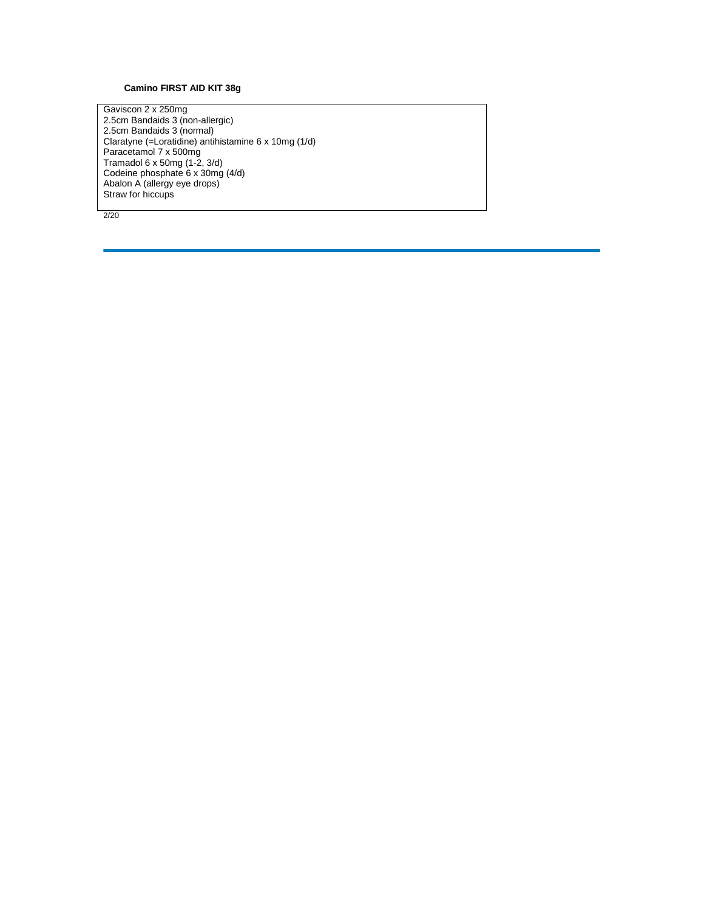**Camino FIRST AID KIT 38g**

Gaviscon 2 x 250mg
2.5cm Bandaids 3 (non-allergic)
2.5cm Bandaids 3 (normal)
Claratyne (=Loratidine) antihistamine 6 x 10mg (1/d)
Paracetamol 7 x 500mg
Tramadol 6 x 50mg (1-2, 3/d)
Codeine phosphate 6 x 30mg (4/d)
Abalon A (allergy eye drops)
Straw for hiccups

2/20